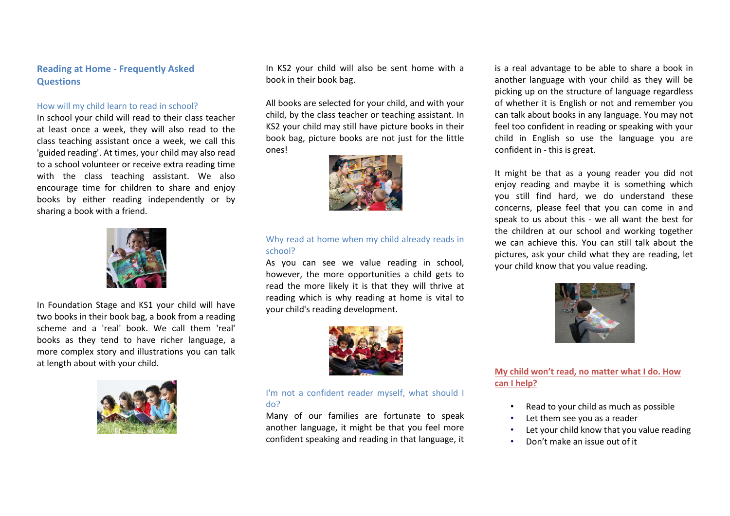## Reading at Home - Frequently Asked Questions

### How will my child learn to read in school?

In school your child will read to their class teacher at least once a week, they will also read to the class teaching assistant once a week, we call this 'guided reading'. At times, your child may also read to a school volunteer or receive extra reading time with the class teaching assistant. We also encourage time for children to share and enjoy books by either reading independently or by sharing a book with a friend.

In Foundation Stage and KS1 your child will have two books in their book bag, a book from a reading scheme and a 'real' book. We call them 'real' books as they tend to have richer language, a more complex story and illustrations you can talk at length about with your child.

In KS2 your child will also be sent home with a book in their book bag.

All books are selected for your child, and with your child, by the class teacher or teaching assistant. In KS2 your child may still have picture books in their book bag, picture books are not just for the little ones!

### Why read at home when my child already reads in school?

As you can see we value reading in school, however, the more opportunities a child gets to read the more likely it is that they will thrive at reading which is why reading at home is vital to your child's reading development.

### I'm not a confident reader myself, what should I do?

Many of our families are fortunate to speak another language, it might be that you feel more confident speaking and reading in that language, it is a real advantage to be able to share a book in another language with your child as they will be picking up on the structure of language regardless of whether it is English or not and remember you can talk about books in any language. You may not feel too confident in reading or speaking with your child in English so use the language you are confident in - this is great.

It might be that as a young reader you did not enjoy reading and maybe it is something which you still find hard, we do understand these concerns, please feel that you can come in and speak to us about this - we all want the best for the children at our school and working together we can achieve this. You can still talk about the pictures, ask your child what they are reading, let your child know that you value reading.

### My child won't read, no matter what I do. How can I help?

- Read to your child as much as possible
- Let them see you as a reader
- Let your child know that you value reading
- Don't make an issue out of it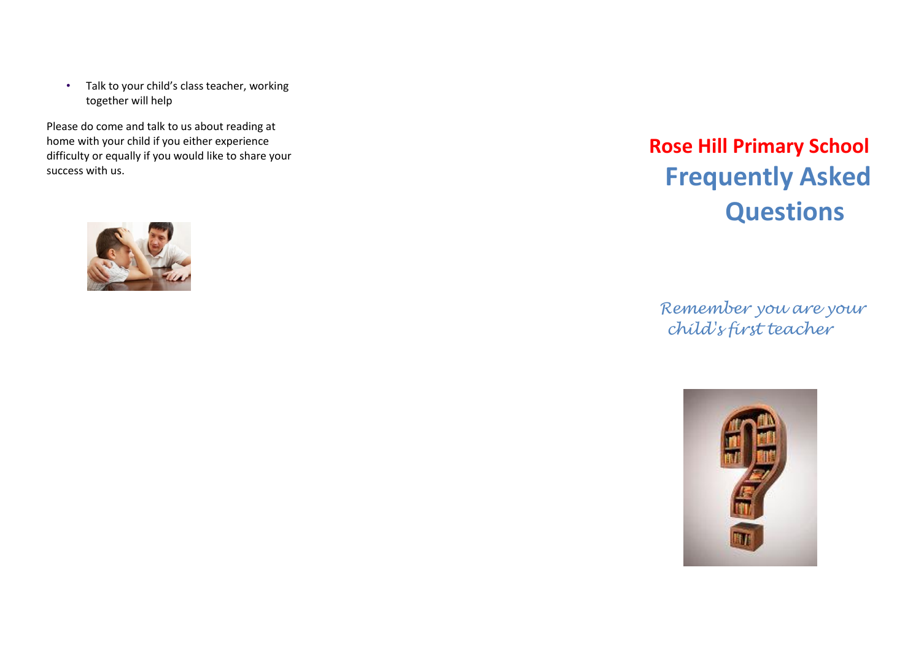- Talk to your child's class teacher, working together will help

Please do come and talk to us about reading at home with your child if you either experience difficulty or equally if you would like to share your success with us.

# Rose Hill Primary School

# Frequently Asked Questions

*Remember you are your child's first teacher*